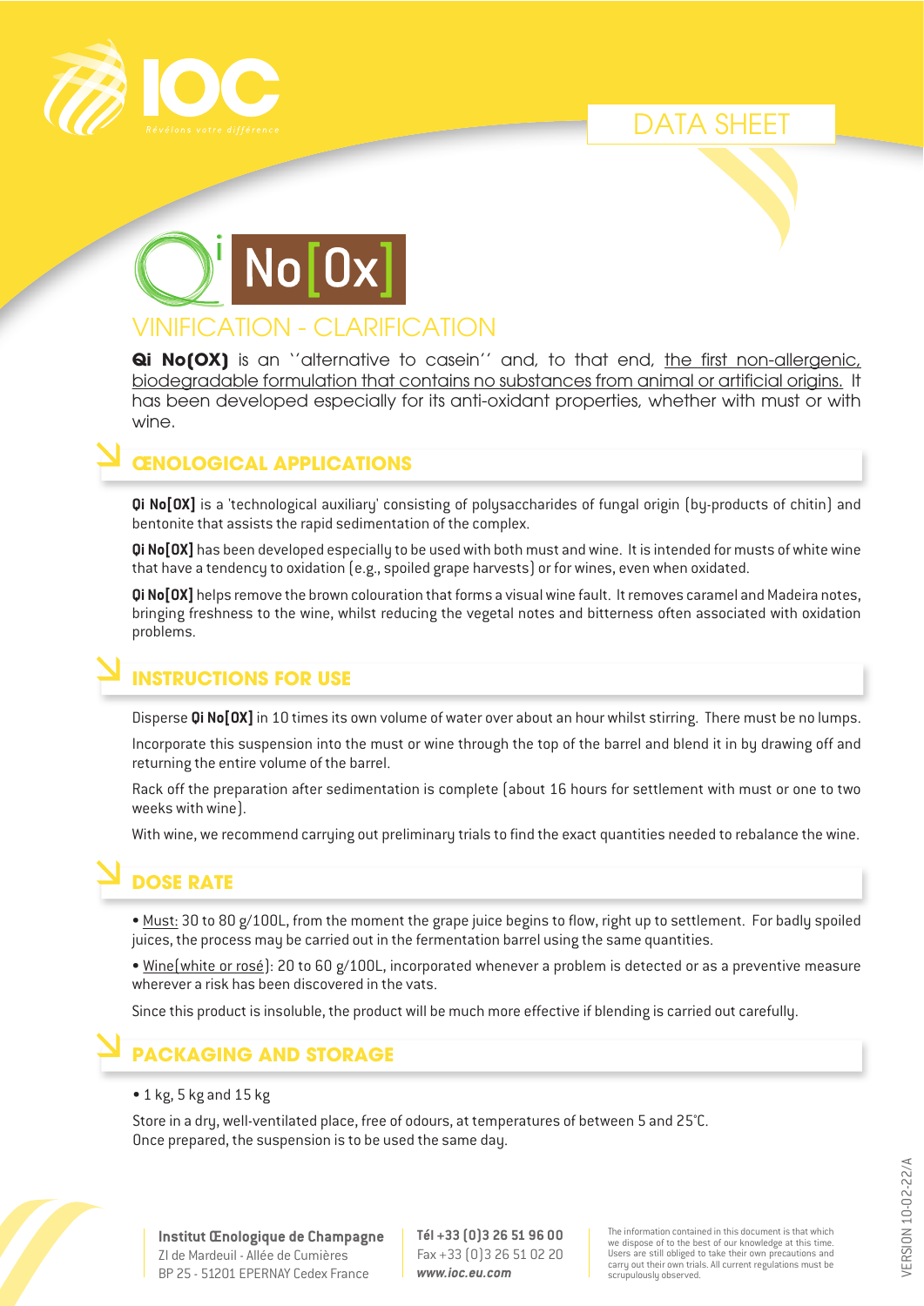DATA SHEET

# Qi No[Ox]

## VINIFICATION - CLARIFICATION

**Qi No(OX)** is an ''alternative to casein'' and, to that end, the first non-allergenic, biodegradable formulation that contains no substances from animal or artificial origins. It has been developed especially for its anti-oxidant properties, whether with must or with wine.

## ŒNOLOGICAL APPLICATIONS

**Qi No[OX]** is a 'technological auxiliary' consisting of polysaccharides of fungal origin (by-products of chitin) and bentonite that assists the rapid sedimentation of the complex.

**Qi No[OX]** has been developed especially to be used with both must and wine. It is intended for musts of white wine that have a tendency to oxidation (e.g., spoiled grape harvests) or for wines, even when oxidated.

**Qi No[OX]** helps remove the brown colouration that forms a visual wine fault. It removes caramel and Madeira notes, bringing freshness to the wine, whilst reducing the vegetal notes and bitterness often associated with oxidation problems.

## INSTRUCTIONS FOR USE

Disperse **Qi No[OX]** in 10 times its own volume of water over about an hour whilst stirring. There must be no lumps.

Incorporate this suspension into the must or wine through the top of the barrel and blend it in by drawing off and returning the entire volume of the barrel.

Rack off the preparation after sedimentation is complete (about 16 hours for settlement with must or one to two weeks with wine).

With wine, we recommend carrying out preliminary trials to find the exact quantities needed to rebalance the wine.

## DOSE RATE

- Must: 30 to 80 g/100L, from the moment the grape juice begins to flow, right up to settlement. For badly spoiled juices, the process may be carried out in the fermentation barrel using the same quantities.
- Wine(white or rosé): 20 to 60 g/100L, incorporated whenever a problem is detected or as a preventive measure wherever a risk has been discovered in the vats.

Since this product is insoluble, the product will be much more effective if blending is carried out carefully.

## PACKAGING AND STORAGE

- 1 kg, 5 kg and 15 kg

Store in a dry, well-ventilated place, free of odours, at temperatures of between 5 and 25°C.
Once prepared, the suspension is to be used the same day.

**Institut Œnologique de Champagne**
ZI de Mardeuil - Allée de Cumières
BP 25 - 51201 EPERNAY Cedex France

**Tél +33 (0)3 26 51 96 00**
Fax +33 (0)3 26 51 02 20
***www.ioc.eu.com***

The information contained in this document is that which we dispose of to the best of our knowledge at this time. Users are still obliged to take their own precautions and carry out their own trials. All current regulations must be scrupulously observed.

VERSION 10-02-22/A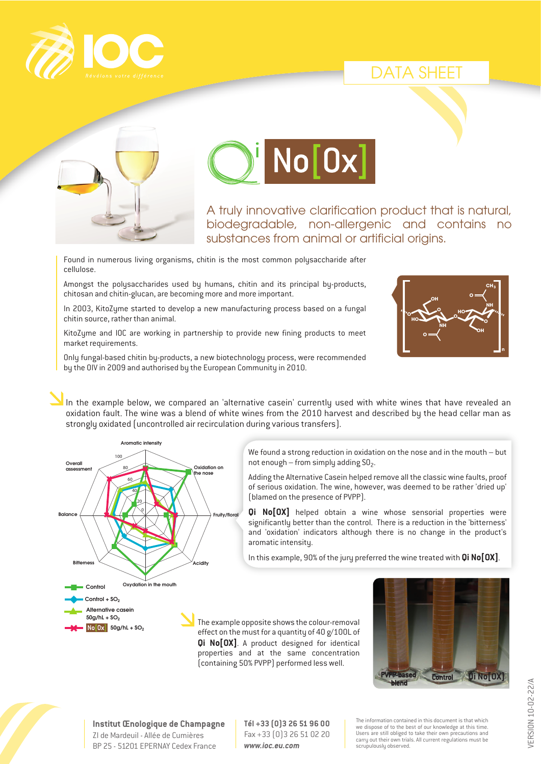DATA SHEET

# Qi No[Ox]

A truly innovative clarification product that is natural, biodegradable, non-allergenic and contains no substances from animal or artificial origins.

Found in numerous living organisms, chitin is the most common polysaccharide after cellulose.

Amongst the polysaccharides used by humans, chitin and its principal by-products, chitosan and chitin-glucan, are becoming more and more important.

In 2003, KitoZyme started to develop a new manufacturing process based on a fungal chitin source, rather than animal.

KitoZyme and IOC are working in partnership to provide new fining products to meet market requirements.

Only fungal-based chitin by-products, a new biotechnology process, were recommended by the OIV in 2009 and authorised by the European Community in 2010.

In the example below, we compared an 'alternative casein' currently used with white wines that have revealed an oxidation fault. The wine was a blend of white wines from the 2010 harvest and described by the head cellar man as strongly oxidated (uncontrolled air recirculation during various transfers).

Aromatic intensity
Oxidation on the nose
Fruity/floral
Acidity
Oxydation in the mouth
Bitterness
Balance
Overall assessment
0
20
40
60
80
100

Control
Control + $SO_2$
Alternative casein 50g/hL + $SO_2$
No[Ox] 50g/hL + $SO_2$

We found a strong reduction in oxidation on the nose and in the mouth – but not enough – from simply adding $SO_2$.

Adding the Alternative Casein helped remove all the classic wine faults, proof of serious oxidation. The wine, however, was deemed to be rather 'dried up' (blamed on the presence of PVPP).

**Qi No[OX]** helped obtain a wine whose sensorial properties were significantly better than the control. There is a reduction in the 'bitterness' and 'oxidation' indicators although there is no change in the product's aromatic intensity.

In this example, 90% of the jury preferred the wine treated with **Qi No[OX]**.

The example opposite shows the colour-removal effect on the must for a quantity of 40 g/100L of **Qi No[OX]**. A product designed for identical properties and at the same concentration (containing 50% PVPP) performed less well.

PVPP-based blend
Control
Qi No[OX]

**Institut Œnologique de Champagne**
ZI de Mardeuil - Allée de Cumières
BP 25 - 51201 EPERNAY Cedex France

**Tél +33 (0)3 26 51 96 00**
Fax +33 (0)3 26 51 02 20
***www.ioc.eu.com***

The information contained in this document is that which we dispose of to the best of our knowledge at this time. Users are still obliged to take their own precautions and carry out their own trials. All current regulations must be scrupulously observed.

VERSION 10-02-22/A